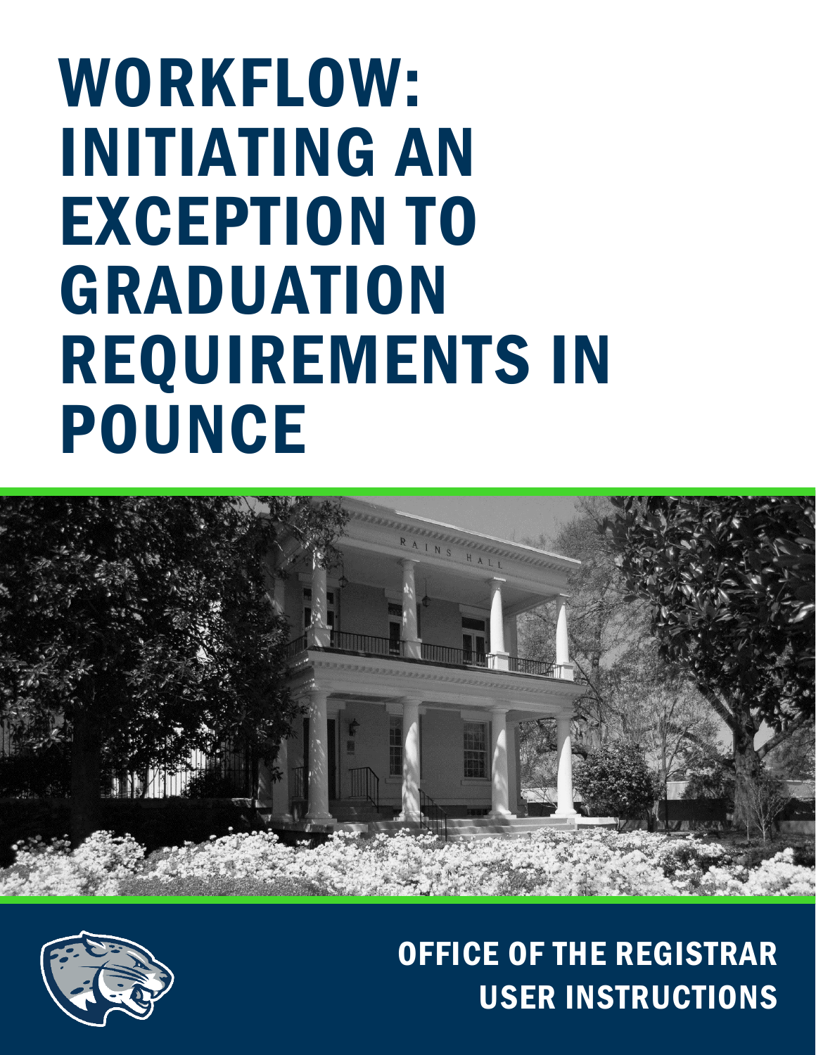# WORKFLOW: INITIATING AN EXCEPTION TO GRADUATION REQUIREMENTS IN POUNCE

OFFICE OF THE REGISTRAR
USER INSTRUCTIONS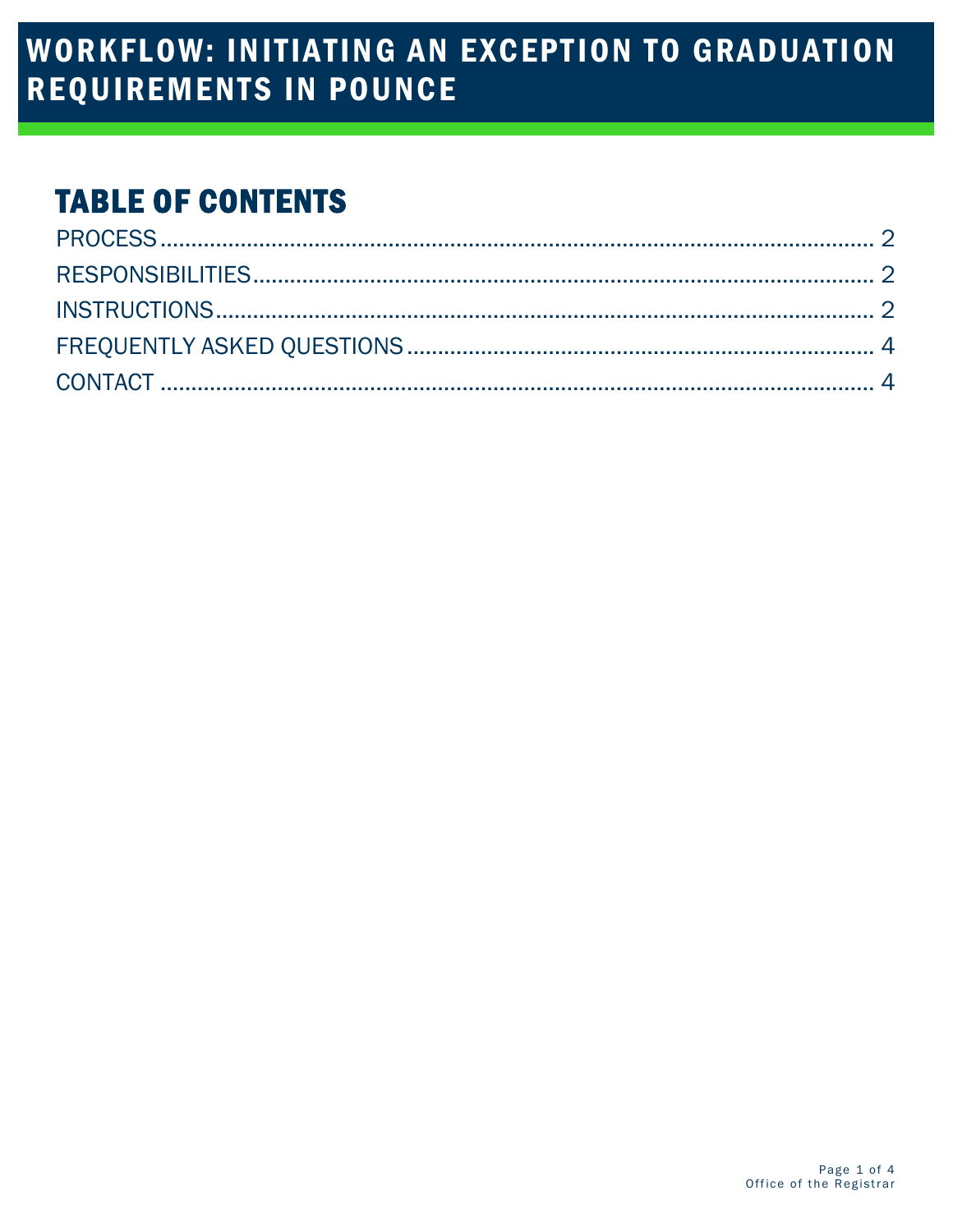# WORKFLOW: INITIATING AN EXCEPTION TO GRADUATION REQUIREMENTS IN POUNCE

## TABLE OF CONTENTS

PROCESS .......... 2
RESPONSIBILITIES .......... 2
INSTRUCTIONS .......... 2
FREQUENTLY ASKED QUESTIONS .......... 4
CONTACT .......... 4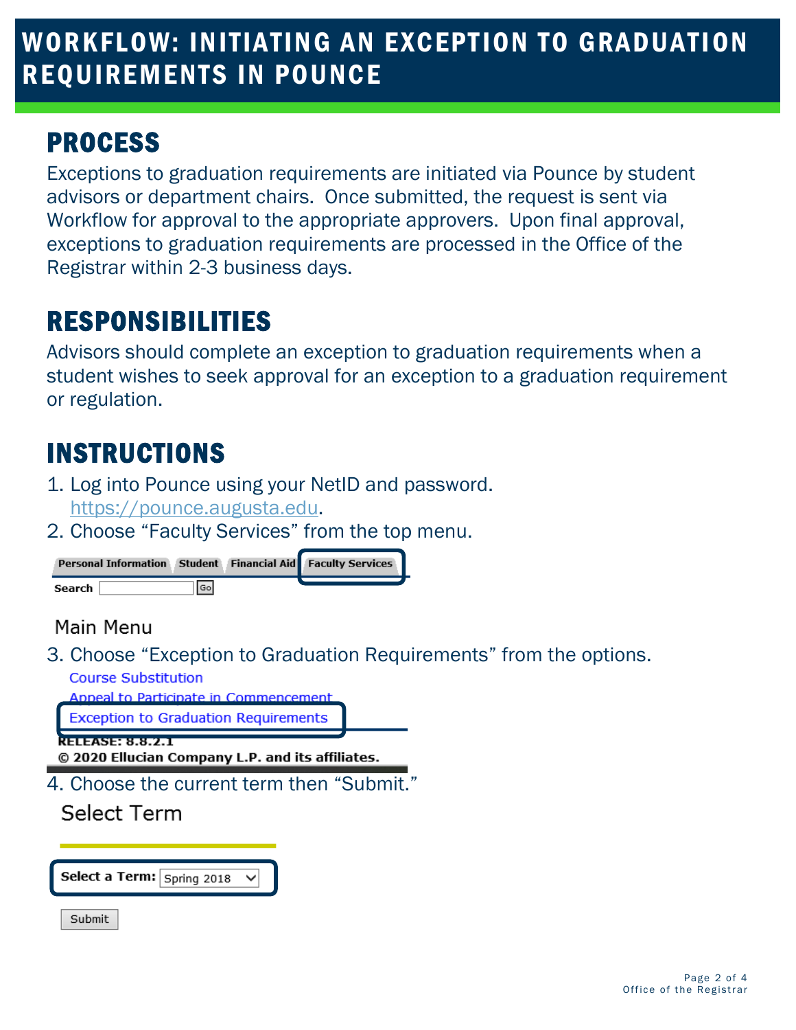# WORKFLOW: INITIATING AN EXCEPTION TO GRADUATION REQUIREMENTS IN POUNCE

## PROCESS

Exceptions to graduation requirements are initiated via Pounce by student advisors or department chairs. Once submitted, the request is sent via Workflow for approval to the appropriate approvers. Upon final approval, exceptions to graduation requirements are processed in the Office of the Registrar within 2-3 business days.

## RESPONSIBILITIES

Advisors should complete an exception to graduation requirements when a student wishes to seek approval for an exception to a graduation requirement or regulation.

## INSTRUCTIONS

1. Log into Pounce using your NetID and password. https://pounce.augusta.edu.
2. Choose "Faculty Services" from the top menu.

Personal Information | Student | Financial Aid | Faculty Services

Search [ ] Go

Main Menu

3. Choose "Exception to Graduation Requirements" from the options.

Course Substitution
Appeal to Participate in Commencement
Exception to Graduation Requirements

RELEASE: 8.8.2.1
© 2020 Ellucian Company L.P. and its affiliates.

4. Choose the current term then "Submit."

Select Term

Select a Term: Spring 2018

Submit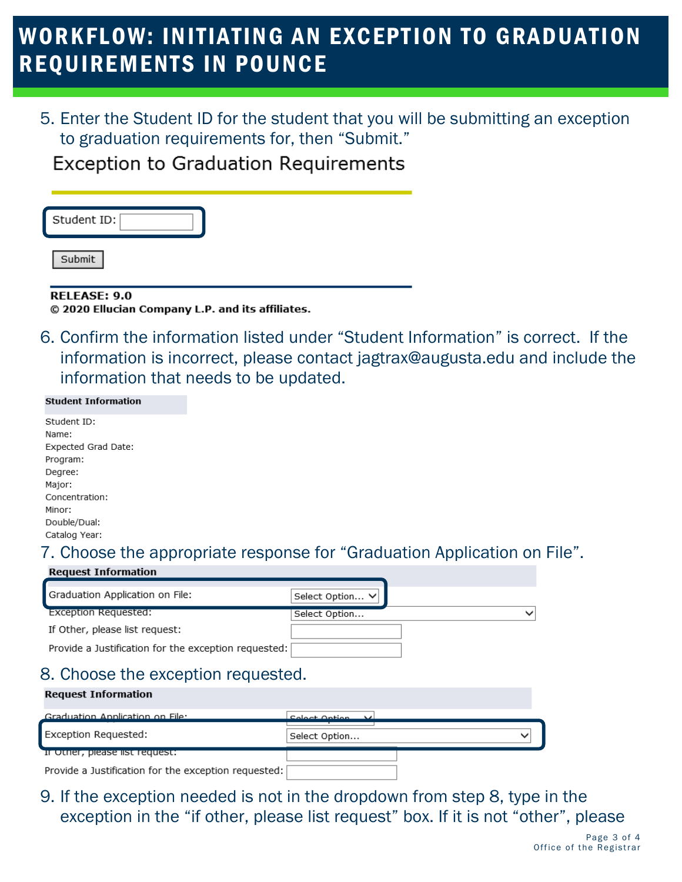# WORKFLOW: INITIATING AN EXCEPTION TO GRADUATION REQUIREMENTS IN POUNCE

5. Enter the Student ID for the student that you will be submitting an exception to graduation requirements for, then "Submit."

Exception to Graduation Requirements

Student ID:

Submit

**RELEASE: 9.0**
**© 2020 Ellucian Company L.P. and its affiliates.**

6. Confirm the information listed under "Student Information" is correct. If the information is incorrect, please contact jagtrax@augusta.edu and include the information that needs to be updated.

**Student Information**

Student ID:
Name:
Expected Grad Date:
Program:
Degree:
Major:
Concentration:
Minor:
Double/Dual:
Catalog Year:

7. Choose the appropriate response for "Graduation Application on File".

**Request Information**

| | |
|---|---|
| Graduation Application on File: | Select Option... |
| Exception Requested: | Select Option... |
| If Other, please list request: | |
| Provide a Justification for the exception requested: | |

8. Choose the exception requested.

**Request Information**

| | |
|---|---|
| Graduation Application on File: | Select Option... |
| Exception Requested: | Select Option... |
| If Other, please list request: | |
| Provide a Justification for the exception requested: | |

9. If the exception needed is not in the dropdown from step 8, type in the exception in the "if other, please list request" box. If it is not "other", please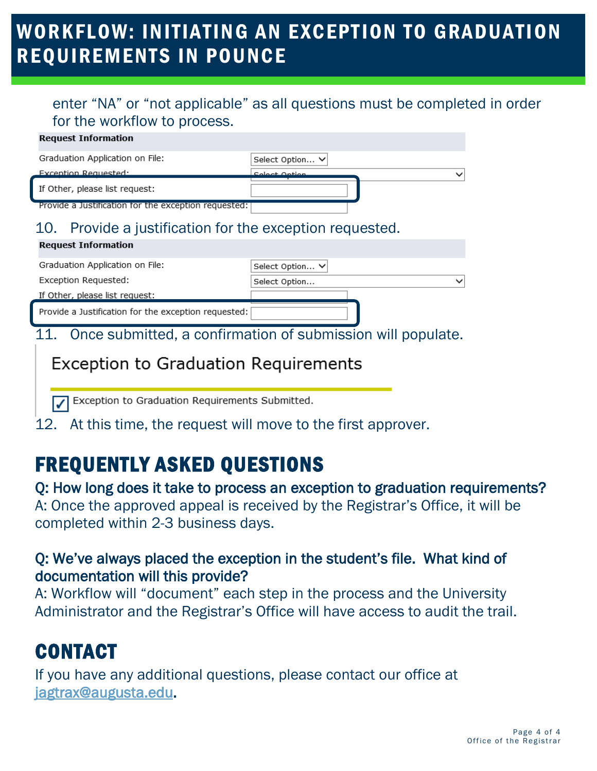enter "NA" or "not applicable" as all questions must be completed in order for the workflow to process.

| Request Information | |
|---|---|
| Graduation Application on File: | Select Option... |
| Exception Requested: | Select Option... |
| If Other, please list request: | |
| Provide a Justification for the exception requested: | |

10. Provide a justification for the exception requested.

| Request Information | |
|---|---|
| Graduation Application on File: | Select Option... |
| Exception Requested: | Select Option... |
| If Other, please list request: | |
| Provide a Justification for the exception requested: | |

11. Once submitted, a confirmation of submission will populate.

Exception to Graduation Requirements

✓ Exception to Graduation Requirements Submitted.

12. At this time, the request will move to the first approver.

## FREQUENTLY ASKED QUESTIONS

**Q: How long does it take to process an exception to graduation requirements?**

A: Once the approved appeal is received by the Registrar's Office, it will be completed within 2-3 business days.

**Q: We've always placed the exception in the student's file. What kind of documentation will this provide?**

A: Workflow will "document" each step in the process and the University Administrator and the Registrar's Office will have access to audit the trail.

## CONTACT

If you have any additional questions, please contact our office at jagtrax@augusta.edu.